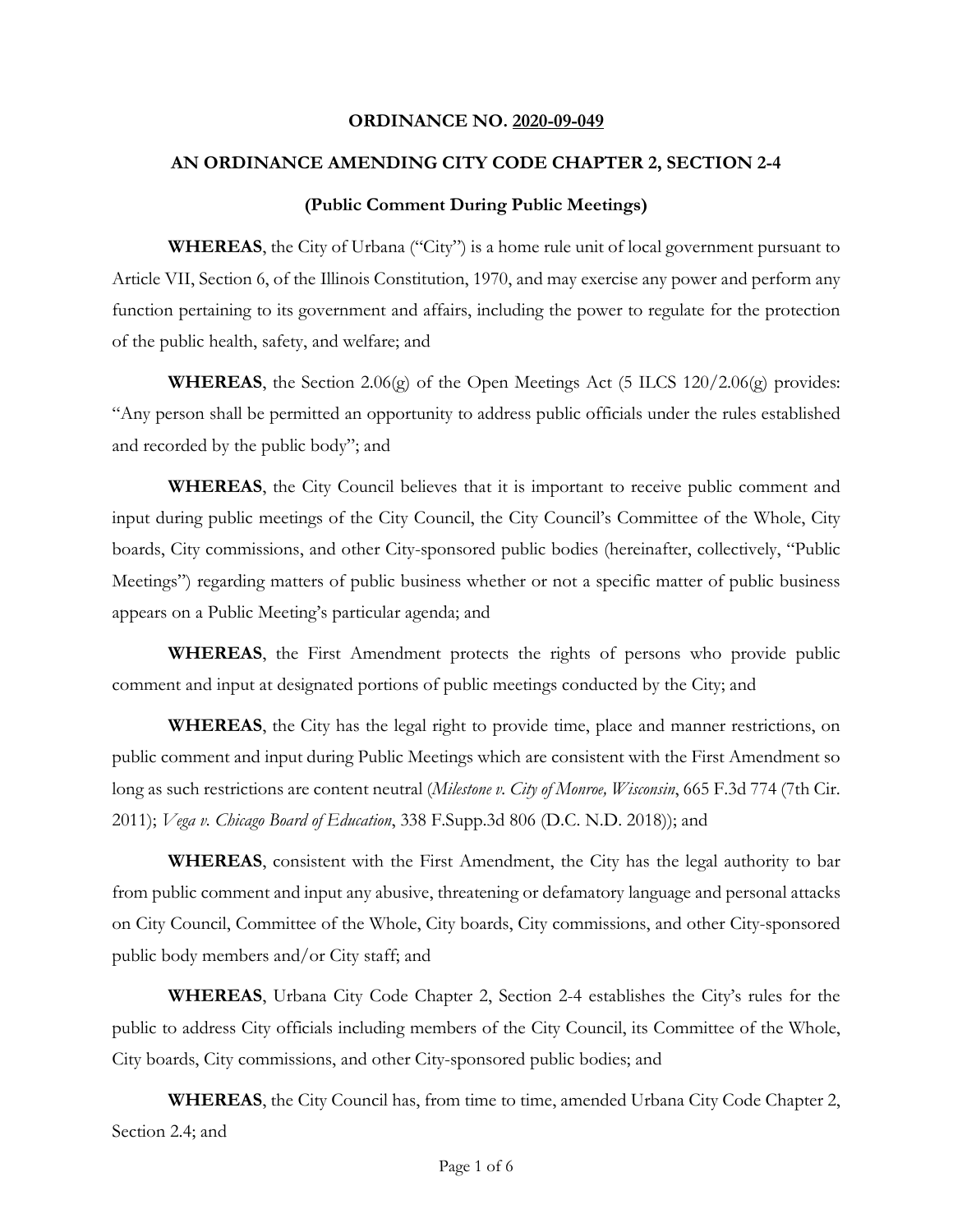**ORDINANCE NO. 2020-09-049**

**AN ORDINANCE AMENDING CITY CODE CHAPTER 2, SECTION 2-4**

**(Public Comment During Public Meetings)**

**WHEREAS**, the City of Urbana ("City") is a home rule unit of local government pursuant to Article VII, Section 6, of the Illinois Constitution, 1970, and may exercise any power and perform any function pertaining to its government and affairs, including the power to regulate for the protection of the public health, safety, and welfare; and

**WHEREAS**, the Section 2.06(g) of the Open Meetings Act (5 ILCS 120/2.06(g) provides: "Any person shall be permitted an opportunity to address public officials under the rules established and recorded by the public body"; and

**WHEREAS**, the City Council believes that it is important to receive public comment and input during public meetings of the City Council, the City Council's Committee of the Whole, City boards, City commissions, and other City-sponsored public bodies (hereinafter, collectively, "Public Meetings") regarding matters of public business whether or not a specific matter of public business appears on a Public Meeting's particular agenda; and

**WHEREAS**, the First Amendment protects the rights of persons who provide public comment and input at designated portions of public meetings conducted by the City; and

**WHEREAS**, the City has the legal right to provide time, place and manner restrictions, on public comment and input during Public Meetings which are consistent with the First Amendment so long as such restrictions are content neutral (*Milestone v. City of Monroe, Wisconsin*, 665 F.3d 774 (7th Cir. 2011); *Vega v. Chicago Board of Education*, 338 F.Supp.3d 806 (D.C. N.D. 2018)); and

**WHEREAS**, consistent with the First Amendment, the City has the legal authority to bar from public comment and input any abusive, threatening or defamatory language and personal attacks on City Council, Committee of the Whole, City boards, City commissions, and other City-sponsored public body members and/or City staff; and

**WHEREAS**, Urbana City Code Chapter 2, Section 2-4 establishes the City's rules for the public to address City officials including members of the City Council, its Committee of the Whole, City boards, City commissions, and other City-sponsored public bodies; and

**WHEREAS**, the City Council has, from time to time, amended Urbana City Code Chapter 2, Section 2.4; and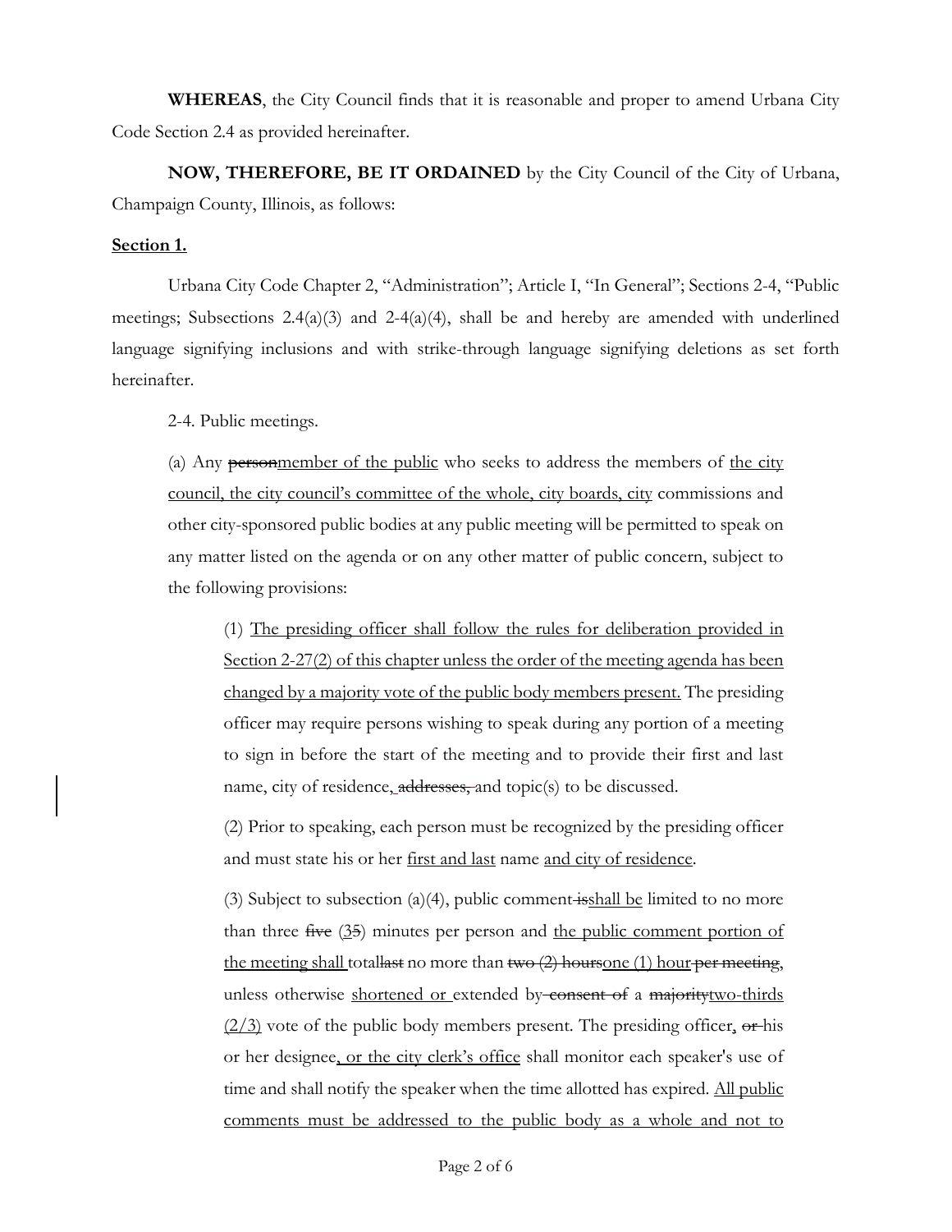**WHEREAS**, the City Council finds that it is reasonable and proper to amend Urbana City Code Section 2.4 as provided hereinafter.

**NOW, THEREFORE, BE IT ORDAINED** by the City Council of the City of Urbana, Champaign County, Illinois, as follows:

**<u>Section 1.</u>**

Urbana City Code Chapter 2, "Administration"; Article I, "In General"; Sections 2-4, "Public meetings; Subsections 2.4(a)(3) and 2-4(a)(4), shall be and hereby are amended with underlined language signifying inclusions and with strike-through language signifying deletions as set forth hereinafter.

2-4. Public meetings.

(a) Any ~~person~~<u>member of the public</u> who seeks to address the members of <u>the city council, the city council's committee of the whole, city boards, city</u> commissions and other city-sponsored public bodies at any public meeting will be permitted to speak on any matter listed on the agenda or on any other matter of public concern, subject to the following provisions:

> (1) <u>The presiding officer shall follow the rules for deliberation provided in Section 2-27(2) of this chapter unless the order of the meeting agenda has been changed by a majority vote of the public body members present.</u> The presiding officer may require persons wishing to speak during any portion of a meeting to sign in before the start of the meeting and to provide their first and last name, city of residence<u>,</u> ~~addresses,~~ and topic(s) to be discussed.
>
> (2) Prior to speaking, each person must be recognized by the presiding officer and must state his or her <u>first and last</u> name <u>and city of residence</u>.
>
> (3) Subject to subsection (a)(4), public comment ~~is~~<u>shall be</u> limited to no more than three ~~five~~ (<u>3</u>~~5~~) minutes per person and <u>the public comment portion of the meeting shall</u> total~~last~~ no more than ~~two (2) hours~~<u>one (1) hour</u> ~~per meeting~~, unless otherwise <u>shortened or</u> extended by ~~consent of~~ a ~~majority~~<u>two-thirds (2/3)</u> vote of the public body members present. The presiding officer<u>,</u> ~~or~~ his or her designee<u>, or the city clerk's office</u> shall monitor each speaker's use of time and shall notify the speaker when the time allotted has expired. <u>All public comments must be addressed to the public body as a whole and not to</u>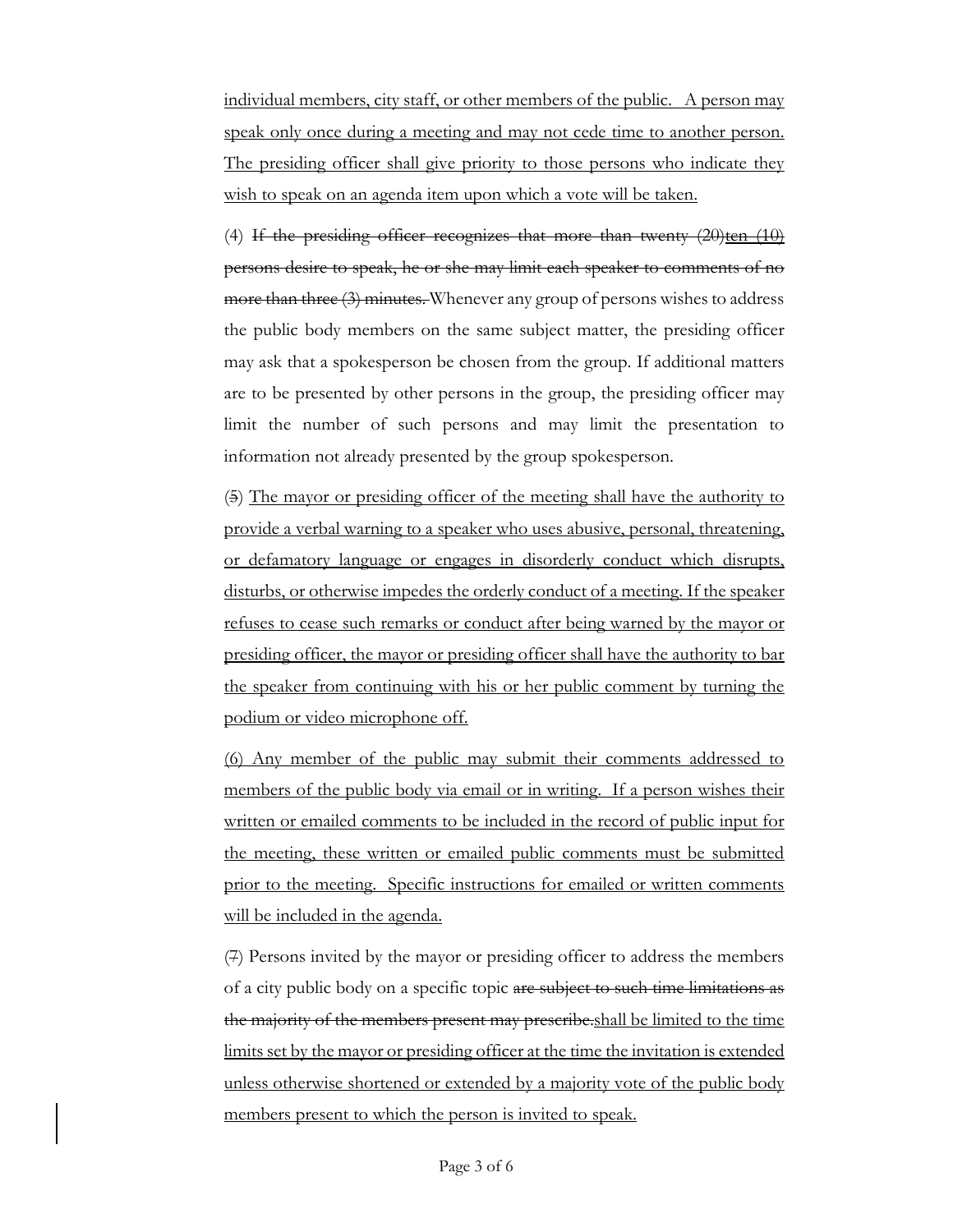<u>individual members, city staff, or other members of the public. A person may speak only once during a meeting and may not cede time to another person. The presiding officer shall give priority to those persons who indicate they wish to speak on an agenda item upon which a vote will be taken.</u>

(4) ~~If the presiding officer recognizes that more than twenty (20)~~~~<u>ten (10)</u>~~ ~~persons desire to speak, he or she may limit each speaker to comments of no more than three (3) minutes.~~ Whenever any group of persons wishes to address the public body members on the same subject matter, the presiding officer may ask that a spokesperson be chosen from the group. If additional matters are to be presented by other persons in the group, the presiding officer may limit the number of such persons and may limit the presentation to information not already presented by the group spokesperson.

(~~5~~) <u>The mayor or presiding officer of the meeting shall have the authority to provide a verbal warning to a speaker who uses abusive, personal, threatening, or defamatory language or engages in disorderly conduct which disrupts, disturbs, or otherwise impedes the orderly conduct of a meeting. If the speaker refuses to cease such remarks or conduct after being warned by the mayor or presiding officer, the mayor or presiding officer shall have the authority to bar the speaker from continuing with his or her public comment by turning the podium or video microphone off.</u>

<u>(6) Any member of the public may submit their comments addressed to members of the public body via email or in writing. If a person wishes their written or emailed comments to be included in the record of public input for the meeting, these written or emailed public comments must be submitted prior to the meeting. Specific instructions for emailed or written comments will be included in the agenda.</u>

(~~7~~) Persons invited by the mayor or presiding officer to address the members of a city public body on a specific topic ~~are subject to such time limitations as the majority of the members present may prescribe.~~<u>shall be limited to the time limits set by the mayor or presiding officer at the time the invitation is extended unless otherwise shortened or extended by a majority vote of the public body members present to which the person is invited to speak.</u>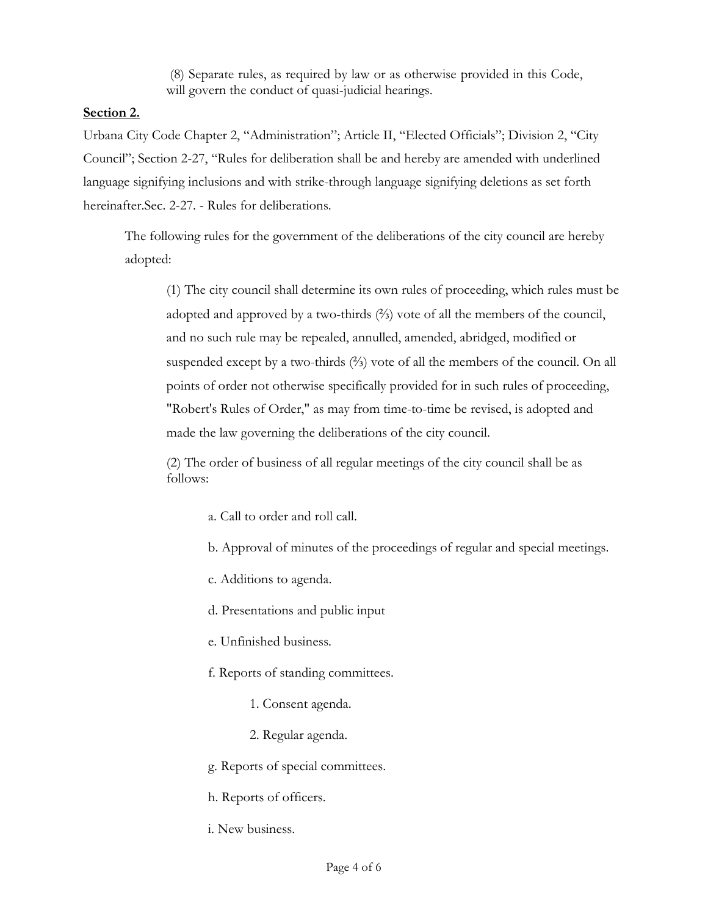(8) Separate rules, as required by law or as otherwise provided in this Code, will govern the conduct of quasi-judicial hearings.

**Section 2.**

Urbana City Code Chapter 2, "Administration"; Article II, "Elected Officials"; Division 2, "City Council"; Section 2-27, "Rules for deliberation shall be and hereby are amended with underlined language signifying inclusions and with strike-through language signifying deletions as set forth hereinafter.Sec. 2-27. - Rules for deliberations.

The following rules for the government of the deliberations of the city council are hereby adopted:

(1) The city council shall determine its own rules of proceeding, which rules must be adopted and approved by a two-thirds (⅔) vote of all the members of the council, and no such rule may be repealed, annulled, amended, abridged, modified or suspended except by a two-thirds (⅔) vote of all the members of the council. On all points of order not otherwise specifically provided for in such rules of proceeding, "Robert's Rules of Order," as may from time-to-time be revised, is adopted and made the law governing the deliberations of the city council.

(2) The order of business of all regular meetings of the city council shall be as follows:

a. Call to order and roll call.

b. Approval of minutes of the proceedings of regular and special meetings.

c. Additions to agenda.

d. Presentations and public input

e. Unfinished business.

f. Reports of standing committees.

1. Consent agenda.

2. Regular agenda.

g. Reports of special committees.

h. Reports of officers.

i. New business.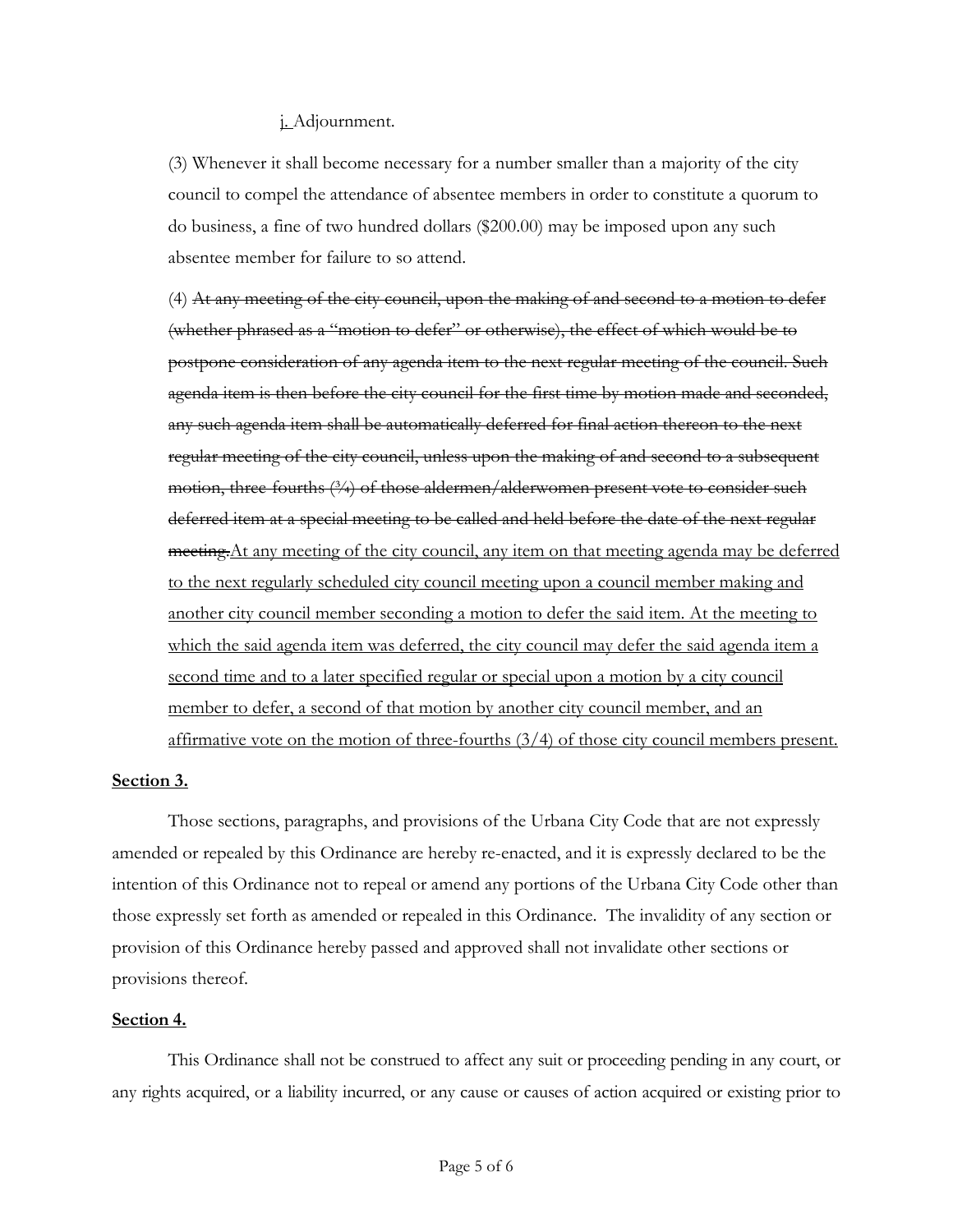<u>j.</u> Adjournment.

(3) Whenever it shall become necessary for a number smaller than a majority of the city council to compel the attendance of absentee members in order to constitute a quorum to do business, a fine of two hundred dollars ($200.00) may be imposed upon any such absentee member for failure to so attend.

(4) ~~At any meeting of the city council, upon the making of and second to a motion to defer (whether phrased as a "motion to defer" or otherwise), the effect of which would be to postpone consideration of any agenda item to the next regular meeting of the council. Such agenda item is then before the city council for the first time by motion made and seconded, any such agenda item shall be automatically deferred for final action thereon to the next regular meeting of the city council, unless upon the making of and second to a subsequent motion, three-fourths (¾) of those aldermen/alderwomen present vote to consider such deferred item at a special meeting to be called and held before the date of the next regular meeting.~~<u>At any meeting of the city council, any item on that meeting agenda may be deferred to the next regularly scheduled city council meeting upon a council member making and another city council member seconding a motion to defer the said item. At the meeting to which the said agenda item was deferred, the city council may defer the said agenda item a second time and to a later specified regular or special upon a motion by a city council member to defer, a second of that motion by another city council member, and an affirmative vote on the motion of three-fourths (3/4) of those city council members present.</u>

**<u>Section 3.</u>**

Those sections, paragraphs, and provisions of the Urbana City Code that are not expressly amended or repealed by this Ordinance are hereby re-enacted, and it is expressly declared to be the intention of this Ordinance not to repeal or amend any portions of the Urbana City Code other than those expressly set forth as amended or repealed in this Ordinance. The invalidity of any section or provision of this Ordinance hereby passed and approved shall not invalidate other sections or provisions thereof.

**<u>Section 4.</u>**

This Ordinance shall not be construed to affect any suit or proceeding pending in any court, or any rights acquired, or a liability incurred, or any cause or causes of action acquired or existing prior to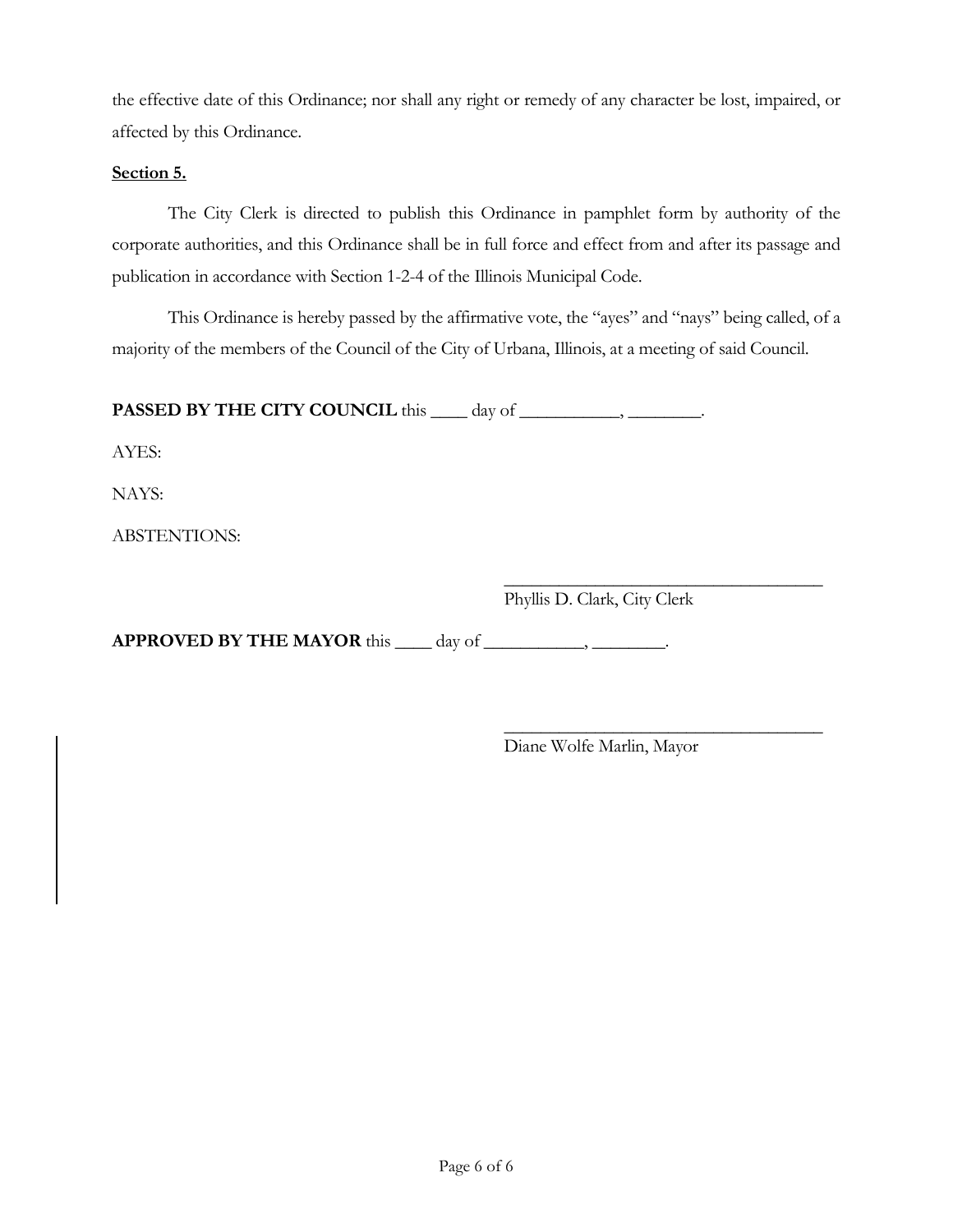the effective date of this Ordinance; nor shall any right or remedy of any character be lost, impaired, or affected by this Ordinance.

**Section 5.**

The City Clerk is directed to publish this Ordinance in pamphlet form by authority of the corporate authorities, and this Ordinance shall be in full force and effect from and after its passage and publication in accordance with Section 1-2-4 of the Illinois Municipal Code.

This Ordinance is hereby passed by the affirmative vote, the "ayes" and "nays" being called, of a majority of the members of the Council of the City of Urbana, Illinois, at a meeting of said Council.

**PASSED BY THE CITY COUNCIL** this ____ day of ___________, ________.

AYES:

NAYS:

ABSTENTIONS:

_________________________________
Phyllis D. Clark, City Clerk

**APPROVED BY THE MAYOR** this ____ day of ___________, ________.

_________________________________
Diane Wolfe Marlin, Mayor